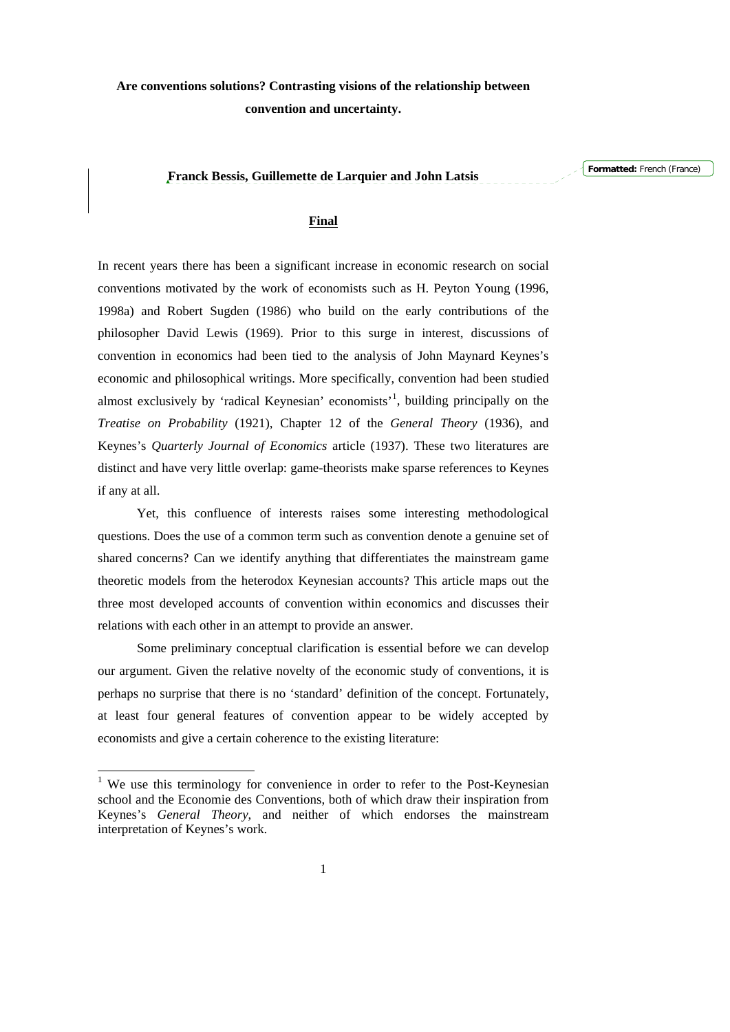# Are conventions solutions? Contrasting visions of the relationship between convention and uncertainty.

**Franck Bessis, Guillemette de Larquier and John Latsis**

**Final**

In recent years there has been a significant increase in economic research on social conventions motivated by the work of economists such as H. Peyton Young (1996, 1998a) and Robert Sugden (1986) who build on the early contributions of the philosopher David Lewis (1969). Prior to this surge in interest, discussions of convention in economics had been tied to the analysis of John Maynard Keynes's economic and philosophical writings. More specifically, convention had been studied almost exclusively by 'radical Keynesian' economists'[1], building principally on the *Treatise on Probability* (1921), Chapter 12 of the *General Theory* (1936), and Keynes's *Quarterly Journal of Economics* article (1937). These two literatures are distinct and have very little overlap: game-theorists make sparse references to Keynes if any at all.

Yet, this confluence of interests raises some interesting methodological questions. Does the use of a common term such as convention denote a genuine set of shared concerns? Can we identify anything that differentiates the mainstream game theoretic models from the heterodox Keynesian accounts? This article maps out the three most developed accounts of convention within economics and discusses their relations with each other in an attempt to provide an answer.

Some preliminary conceptual clarification is essential before we can develop our argument. Given the relative novelty of the economic study of conventions, it is perhaps no surprise that there is no 'standard' definition of the concept. Fortunately, at least four general features of convention appear to be widely accepted by economists and give a certain coherence to the existing literature:

[1] We use this terminology for convenience in order to refer to the Post-Keynesian school and the Economie des Conventions, both of which draw their inspiration from Keynes's *General Theory*, and neither of which endorses the mainstream interpretation of Keynes's work.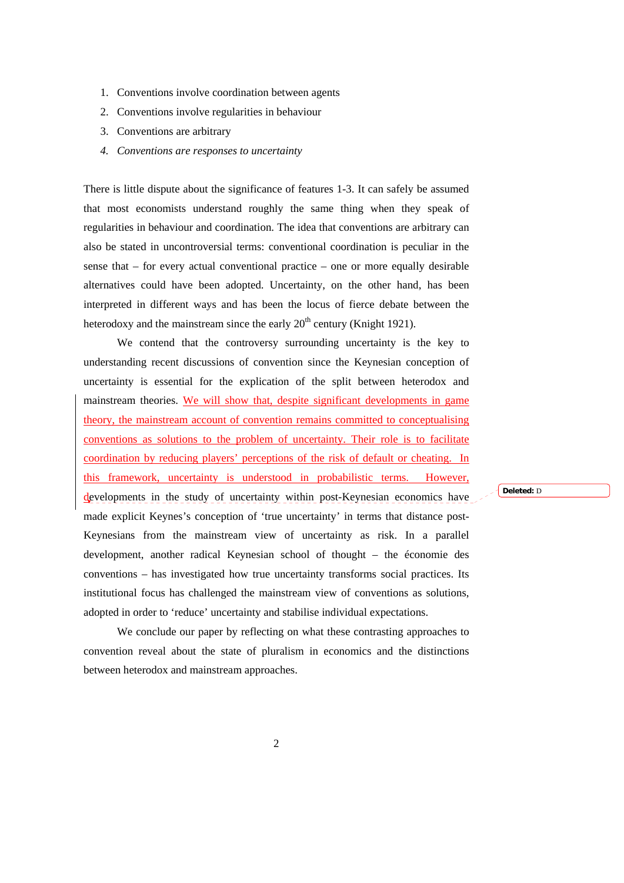1. Conventions involve coordination between agents
2. Conventions involve regularities in behaviour
3. Conventions are arbitrary
4. *Conventions are responses to uncertainty*

There is little dispute about the significance of features 1-3. It can safely be assumed that most economists understand roughly the same thing when they speak of regularities in behaviour and coordination. The idea that conventions are arbitrary can also be stated in uncontroversial terms: conventional coordination is peculiar in the sense that – for every actual conventional practice – one or more equally desirable alternatives could have been adopted. Uncertainty, on the other hand, has been interpreted in different ways and has been the locus of fierce debate between the heterodoxy and the mainstream since the early 20th century (Knight 1921).

We contend that the controversy surrounding uncertainty is the key to understanding recent discussions of convention since the Keynesian conception of uncertainty is essential for the explication of the split between heterodox and mainstream theories. We will show that, despite significant developments in game theory, the mainstream account of convention remains committed to conceptualising conventions as solutions to the problem of uncertainty. Their role is to facilitate coordination by reducing players' perceptions of the risk of default or cheating. In this framework, uncertainty is understood in probabilistic terms. However, developments in the study of uncertainty within post-Keynesian economics have made explicit Keynes's conception of 'true uncertainty' in terms that distance post-Keynesians from the mainstream view of uncertainty as risk. In a parallel development, another radical Keynesian school of thought – the économie des conventions – has investigated how true uncertainty transforms social practices. Its institutional focus has challenged the mainstream view of conventions as solutions, adopted in order to 'reduce' uncertainty and stabilise individual expectations.

We conclude our paper by reflecting on what these contrasting approaches to convention reveal about the state of pluralism in economics and the distinctions between heterodox and mainstream approaches.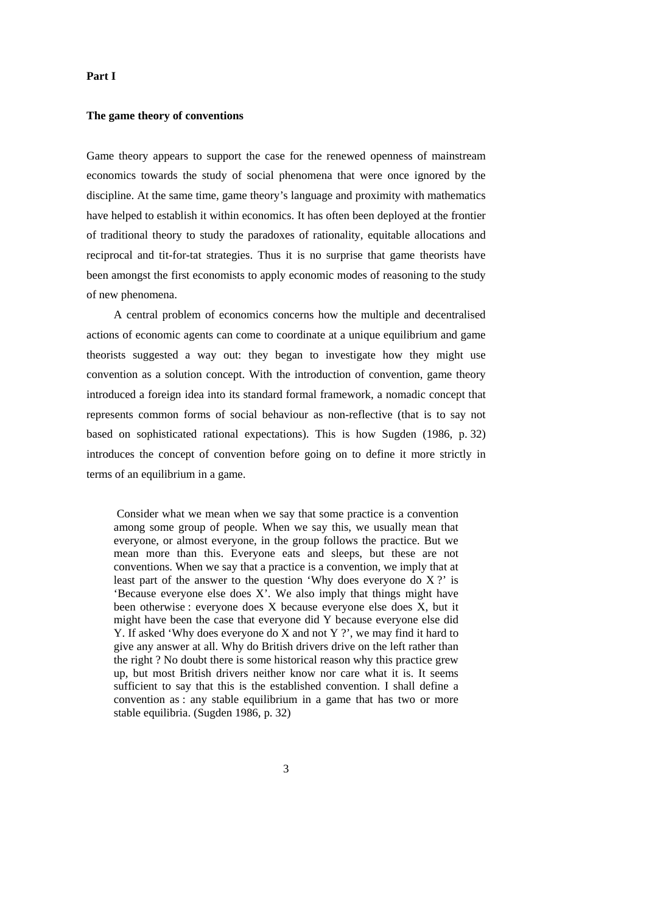## Part I

### The game theory of conventions

Game theory appears to support the case for the renewed openness of mainstream economics towards the study of social phenomena that were once ignored by the discipline. At the same time, game theory's language and proximity with mathematics have helped to establish it within economics. It has often been deployed at the frontier of traditional theory to study the paradoxes of rationality, equitable allocations and reciprocal and tit-for-tat strategies. Thus it is no surprise that game theorists have been amongst the first economists to apply economic modes of reasoning to the study of new phenomena.

A central problem of economics concerns how the multiple and decentralised actions of economic agents can come to coordinate at a unique equilibrium and game theorists suggested a way out: they began to investigate how they might use convention as a solution concept. With the introduction of convention, game theory introduced a foreign idea into its standard formal framework, a nomadic concept that represents common forms of social behaviour as non-reflective (that is to say not based on sophisticated rational expectations). This is how Sugden (1986, p. 32) introduces the concept of convention before going on to define it more strictly in terms of an equilibrium in a game.

> Consider what we mean when we say that some practice is a convention among some group of people. When we say this, we usually mean that everyone, or almost everyone, in the group follows the practice. But we mean more than this. Everyone eats and sleeps, but these are not conventions. When we say that a practice is a convention, we imply that at least part of the answer to the question 'Why does everyone do X ?' is 'Because everyone else does X'. We also imply that things might have been otherwise : everyone does X because everyone else does X, but it might have been the case that everyone did Y because everyone else did Y. If asked 'Why does everyone do X and not Y ?', we may find it hard to give any answer at all. Why do British drivers drive on the left rather than the right ? No doubt there is some historical reason why this practice grew up, but most British drivers neither know nor care what it is. It seems sufficient to say that this is the established convention. I shall define a convention as : any stable equilibrium in a game that has two or more stable equilibria. (Sugden 1986, p. 32)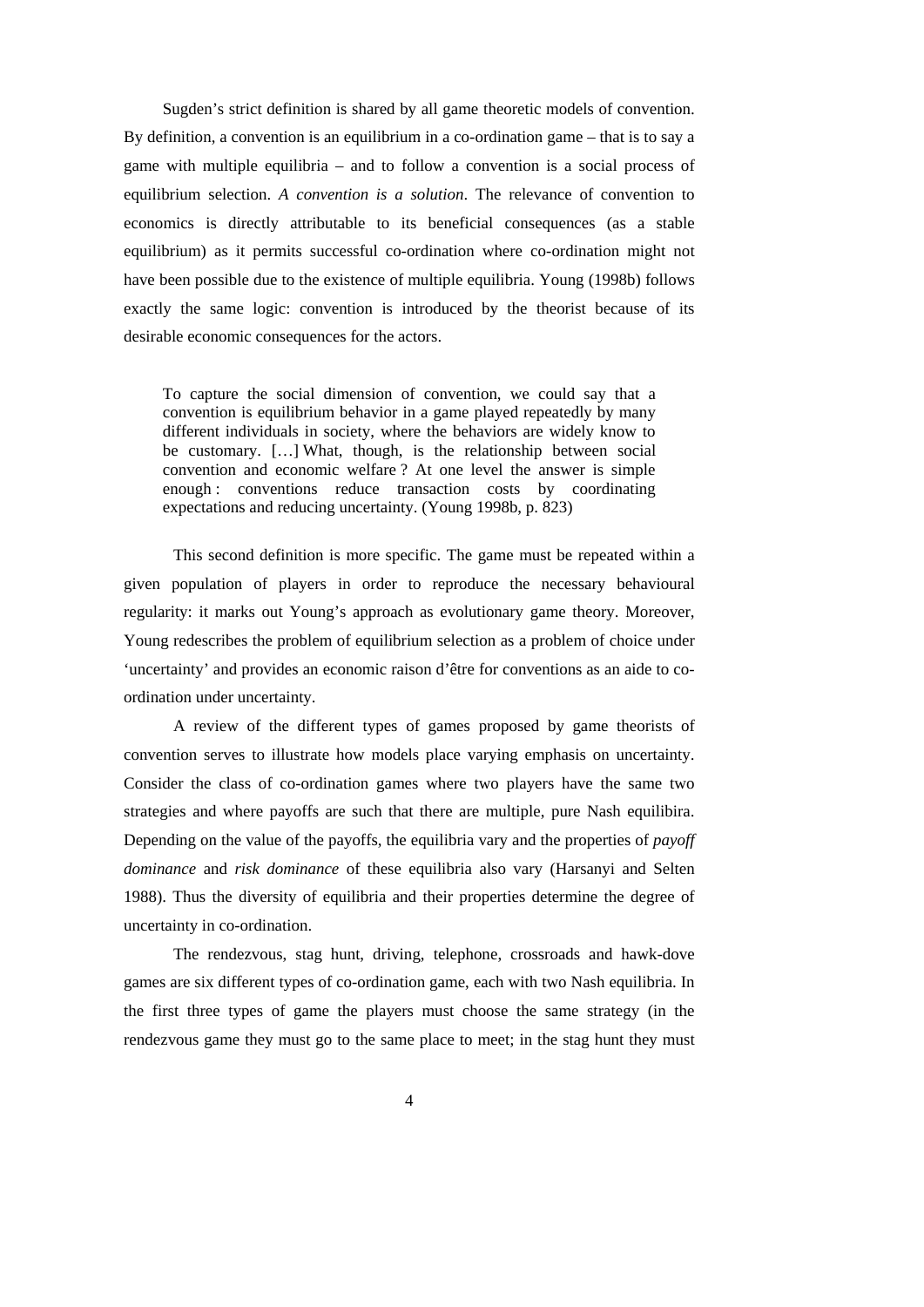Sugden's strict definition is shared by all game theoretic models of convention. By definition, a convention is an equilibrium in a co-ordination game – that is to say a game with multiple equilibria – and to follow a convention is a social process of equilibrium selection. *A convention is a solution*. The relevance of convention to economics is directly attributable to its beneficial consequences (as a stable equilibrium) as it permits successful co-ordination where co-ordination might not have been possible due to the existence of multiple equilibria. Young (1998b) follows exactly the same logic: convention is introduced by the theorist because of its desirable economic consequences for the actors.

> To capture the social dimension of convention, we could say that a convention is equilibrium behavior in a game played repeatedly by many different individuals in society, where the behaviors are widely know to be customary. […] What, though, is the relationship between social convention and economic welfare ? At one level the answer is simple enough : conventions reduce transaction costs by coordinating expectations and reducing uncertainty. (Young 1998b, p. 823)

This second definition is more specific. The game must be repeated within a given population of players in order to reproduce the necessary behavioural regularity: it marks out Young's approach as evolutionary game theory. Moreover, Young redescribes the problem of equilibrium selection as a problem of choice under 'uncertainty' and provides an economic raison d'être for conventions as an aide to co-ordination under uncertainty.

A review of the different types of games proposed by game theorists of convention serves to illustrate how models place varying emphasis on uncertainty. Consider the class of co-ordination games where two players have the same two strategies and where payoffs are such that there are multiple, pure Nash equilibira. Depending on the value of the payoffs, the equilibria vary and the properties of *payoff dominance* and *risk dominance* of these equilibria also vary (Harsanyi and Selten 1988). Thus the diversity of equilibria and their properties determine the degree of uncertainty in co-ordination.

The rendezvous, stag hunt, driving, telephone, crossroads and hawk-dove games are six different types of co-ordination game, each with two Nash equilibria. In the first three types of game the players must choose the same strategy (in the rendezvous game they must go to the same place to meet; in the stag hunt they must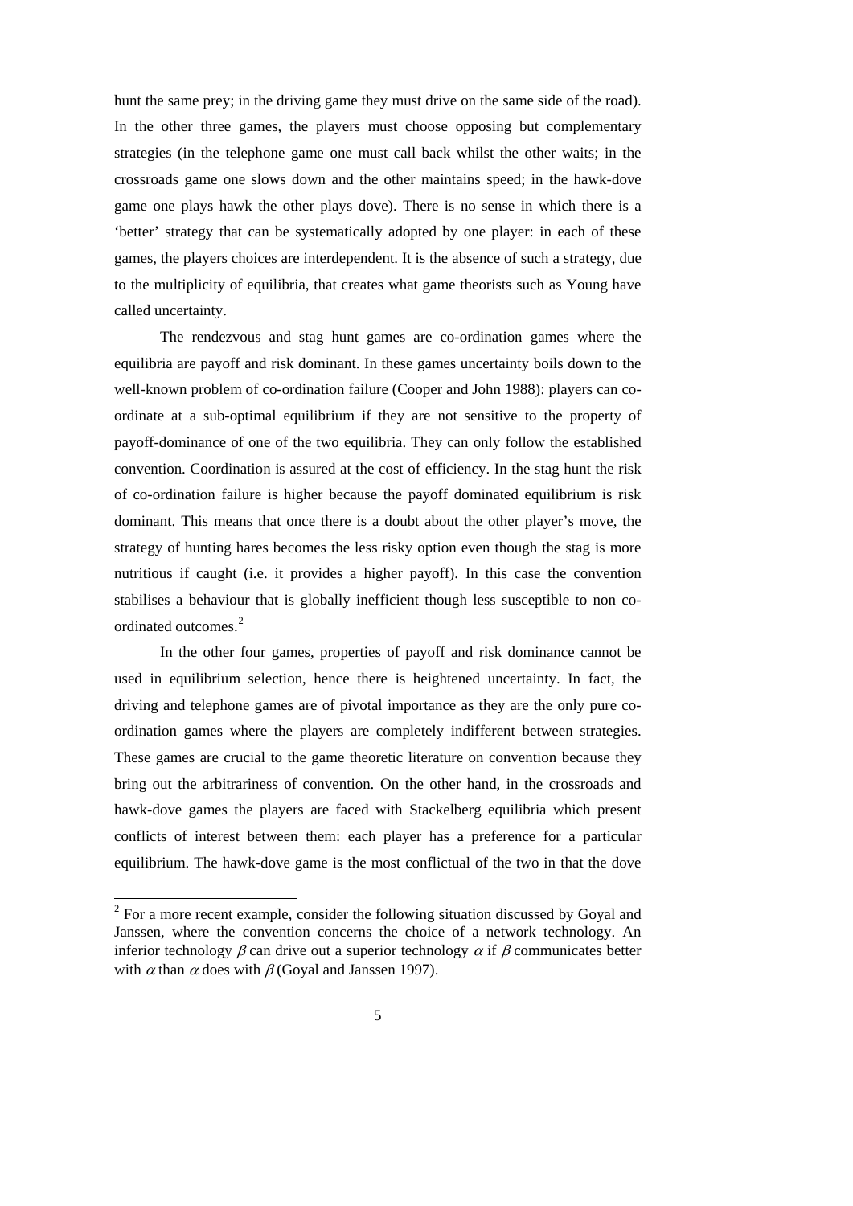hunt the same prey; in the driving game they must drive on the same side of the road). In the other three games, the players must choose opposing but complementary strategies (in the telephone game one must call back whilst the other waits; in the crossroads game one slows down and the other maintains speed; in the hawk-dove game one plays hawk the other plays dove). There is no sense in which there is a 'better' strategy that can be systematically adopted by one player: in each of these games, the players choices are interdependent. It is the absence of such a strategy, due to the multiplicity of equilibria, that creates what game theorists such as Young have called uncertainty.

The rendezvous and stag hunt games are co-ordination games where the equilibria are payoff and risk dominant. In these games uncertainty boils down to the well-known problem of co-ordination failure (Cooper and John 1988): players can co-ordinate at a sub-optimal equilibrium if they are not sensitive to the property of payoff-dominance of one of the two equilibria. They can only follow the established convention. Coordination is assured at the cost of efficiency. In the stag hunt the risk of co-ordination failure is higher because the payoff dominated equilibrium is risk dominant. This means that once there is a doubt about the other player's move, the strategy of hunting hares becomes the less risky option even though the stag is more nutritious if caught (i.e. it provides a higher payoff). In this case the convention stabilises a behaviour that is globally inefficient though less susceptible to non co-ordinated outcomes.[2]

In the other four games, properties of payoff and risk dominance cannot be used in equilibrium selection, hence there is heightened uncertainty. In fact, the driving and telephone games are of pivotal importance as they are the only pure co-ordination games where the players are completely indifferent between strategies. These games are crucial to the game theoretic literature on convention because they bring out the arbitrariness of convention. On the other hand, in the crossroads and hawk-dove games the players are faced with Stackelberg equilibria which present conflicts of interest between them: each player has a preference for a particular equilibrium. The hawk-dove game is the most conflictual of the two in that the dove

[2] For a more recent example, consider the following situation discussed by Goyal and Janssen, where the convention concerns the choice of a network technology. An inferior technology $\beta$ can drive out a superior technology $\alpha$ if $\beta$ communicates better with $\alpha$ than $\alpha$ does with $\beta$ (Goyal and Janssen 1997).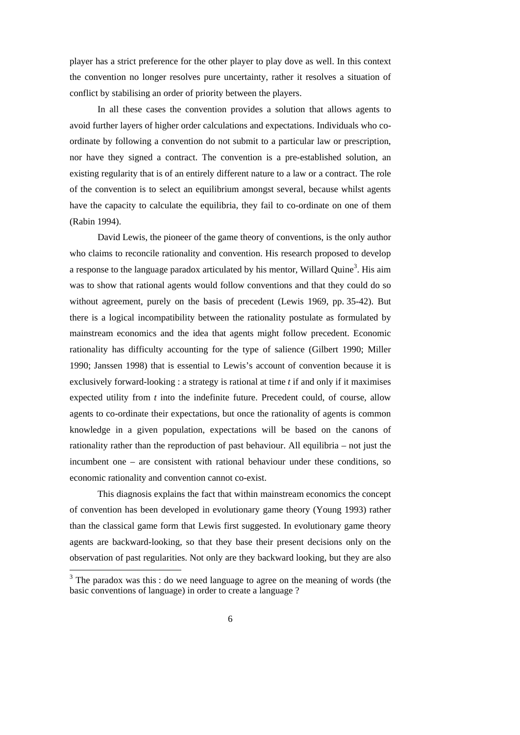player has a strict preference for the other player to play dove as well. In this context the convention no longer resolves pure uncertainty, rather it resolves a situation of conflict by stabilising an order of priority between the players.

In all these cases the convention provides a solution that allows agents to avoid further layers of higher order calculations and expectations. Individuals who co-ordinate by following a convention do not submit to a particular law or prescription, nor have they signed a contract. The convention is a pre-established solution, an existing regularity that is of an entirely different nature to a law or a contract. The role of the convention is to select an equilibrium amongst several, because whilst agents have the capacity to calculate the equilibria, they fail to co-ordinate on one of them (Rabin 1994).

David Lewis, the pioneer of the game theory of conventions, is the only author who claims to reconcile rationality and convention. His research proposed to develop a response to the language paradox articulated by his mentor, Willard Quine[3]. His aim was to show that rational agents would follow conventions and that they could do so without agreement, purely on the basis of precedent (Lewis 1969, pp. 35-42). But there is a logical incompatibility between the rationality postulate as formulated by mainstream economics and the idea that agents might follow precedent. Economic rationality has difficulty accounting for the type of salience (Gilbert 1990; Miller 1990; Janssen 1998) that is essential to Lewis's account of convention because it is exclusively forward-looking : a strategy is rational at time *t* if and only if it maximises expected utility from *t* into the indefinite future. Precedent could, of course, allow agents to co-ordinate their expectations, but once the rationality of agents is common knowledge in a given population, expectations will be based on the canons of rationality rather than the reproduction of past behaviour. All equilibria – not just the incumbent one – are consistent with rational behaviour under these conditions, so economic rationality and convention cannot co-exist.

This diagnosis explains the fact that within mainstream economics the concept of convention has been developed in evolutionary game theory (Young 1993) rather than the classical game form that Lewis first suggested. In evolutionary game theory agents are backward-looking, so that they base their present decisions only on the observation of past regularities. Not only are they backward looking, but they are also

[3] The paradox was this : do we need language to agree on the meaning of words (the basic conventions of language) in order to create a language ?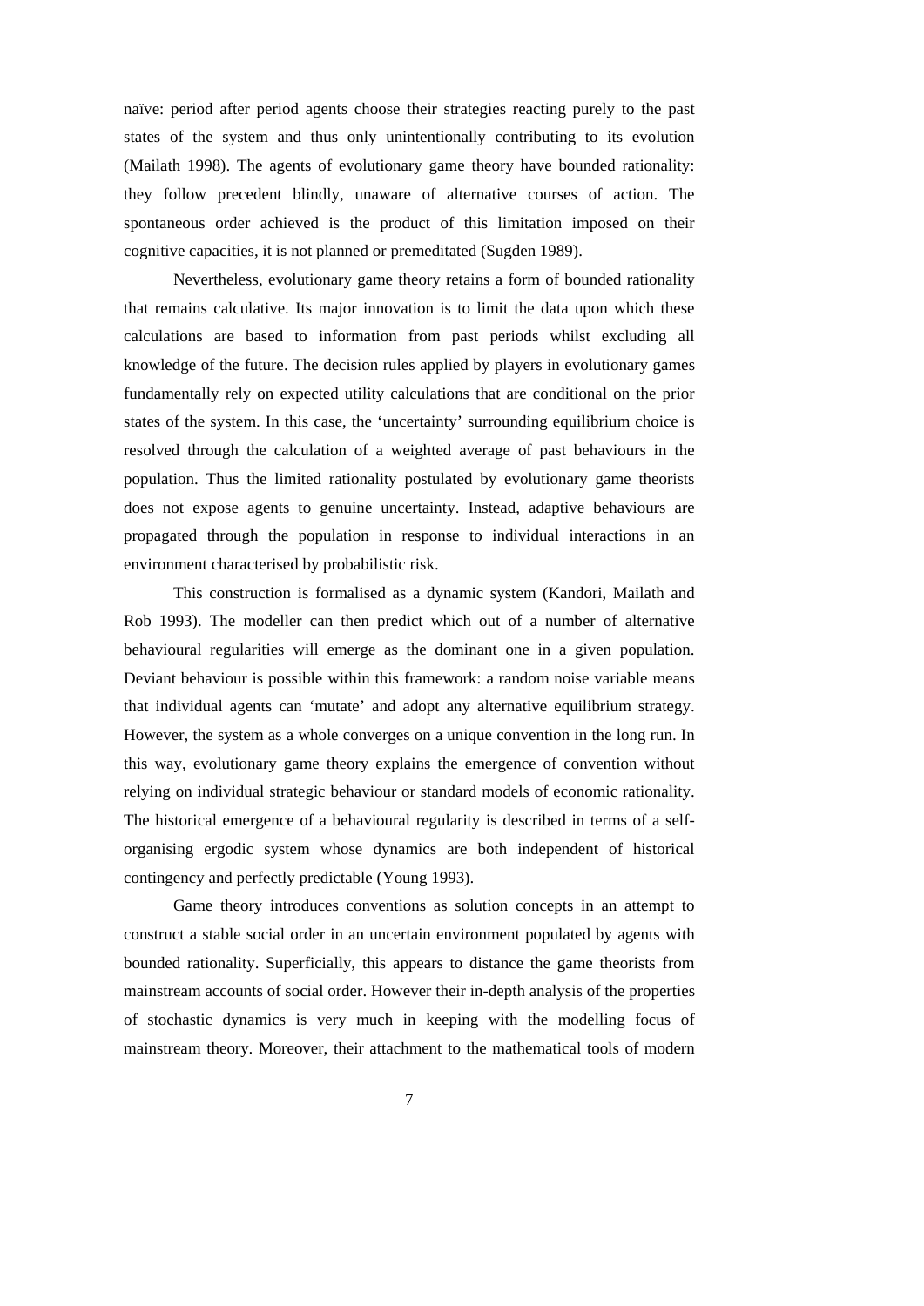naïve: period after period agents choose their strategies reacting purely to the past states of the system and thus only unintentionally contributing to its evolution (Mailath 1998). The agents of evolutionary game theory have bounded rationality: they follow precedent blindly, unaware of alternative courses of action. The spontaneous order achieved is the product of this limitation imposed on their cognitive capacities, it is not planned or premeditated (Sugden 1989).

Nevertheless, evolutionary game theory retains a form of bounded rationality that remains calculative. Its major innovation is to limit the data upon which these calculations are based to information from past periods whilst excluding all knowledge of the future. The decision rules applied by players in evolutionary games fundamentally rely on expected utility calculations that are conditional on the prior states of the system. In this case, the 'uncertainty' surrounding equilibrium choice is resolved through the calculation of a weighted average of past behaviours in the population. Thus the limited rationality postulated by evolutionary game theorists does not expose agents to genuine uncertainty. Instead, adaptive behaviours are propagated through the population in response to individual interactions in an environment characterised by probabilistic risk.

This construction is formalised as a dynamic system (Kandori, Mailath and Rob 1993). The modeller can then predict which out of a number of alternative behavioural regularities will emerge as the dominant one in a given population. Deviant behaviour is possible within this framework: a random noise variable means that individual agents can 'mutate' and adopt any alternative equilibrium strategy. However, the system as a whole converges on a unique convention in the long run. In this way, evolutionary game theory explains the emergence of convention without relying on individual strategic behaviour or standard models of economic rationality. The historical emergence of a behavioural regularity is described in terms of a self-organising ergodic system whose dynamics are both independent of historical contingency and perfectly predictable (Young 1993).

Game theory introduces conventions as solution concepts in an attempt to construct a stable social order in an uncertain environment populated by agents with bounded rationality. Superficially, this appears to distance the game theorists from mainstream accounts of social order. However their in-depth analysis of the properties of stochastic dynamics is very much in keeping with the modelling focus of mainstream theory. Moreover, their attachment to the mathematical tools of modern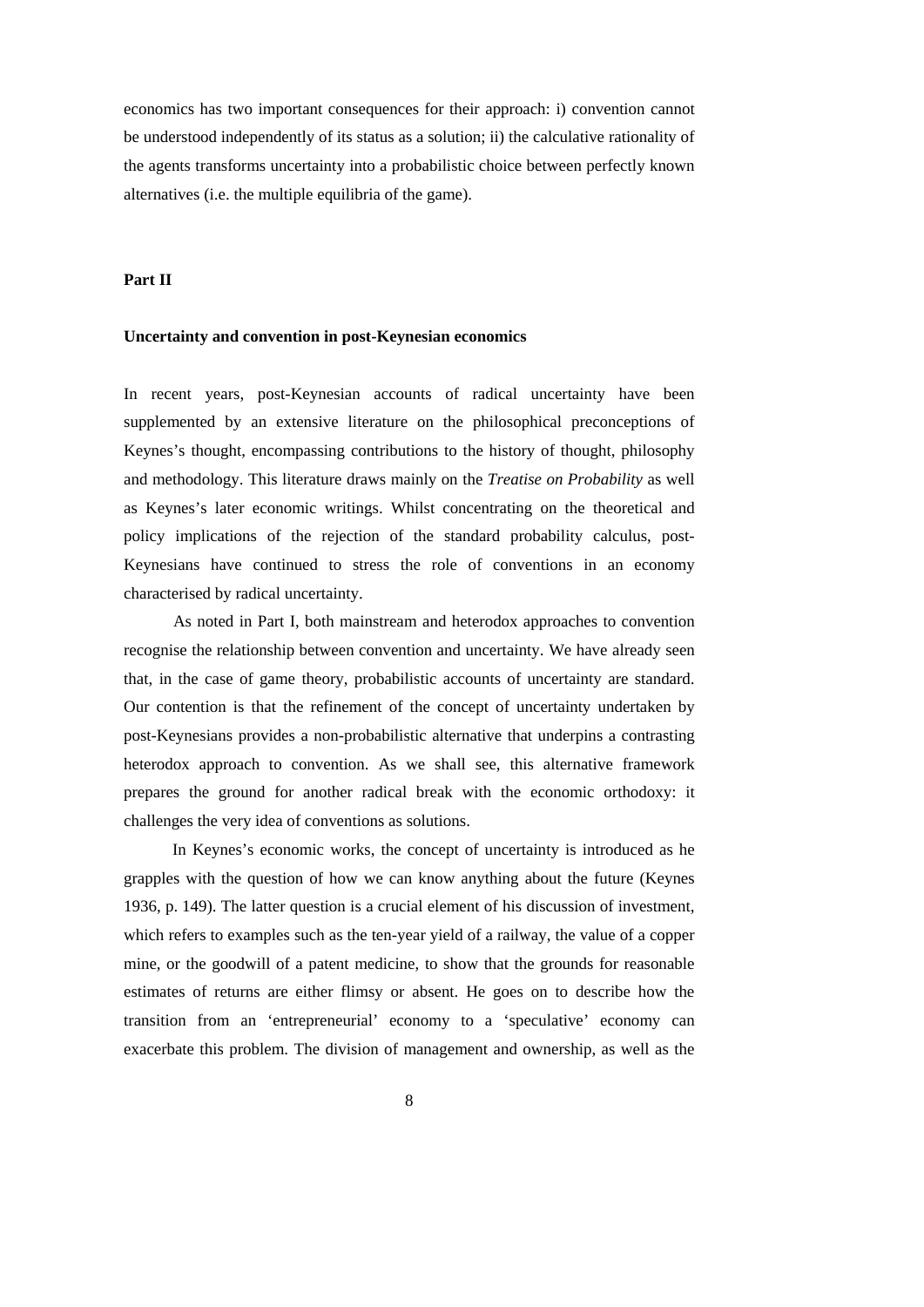economics has two important consequences for their approach: i) convention cannot be understood independently of its status as a solution; ii) the calculative rationality of the agents transforms uncertainty into a probabilistic choice between perfectly known alternatives (i.e. the multiple equilibria of the game).

## Part II

### Uncertainty and convention in post-Keynesian economics

In recent years, post-Keynesian accounts of radical uncertainty have been supplemented by an extensive literature on the philosophical preconceptions of Keynes's thought, encompassing contributions to the history of thought, philosophy and methodology. This literature draws mainly on the *Treatise on Probability* as well as Keynes's later economic writings. Whilst concentrating on the theoretical and policy implications of the rejection of the standard probability calculus, post-Keynesians have continued to stress the role of conventions in an economy characterised by radical uncertainty.

As noted in Part I, both mainstream and heterodox approaches to convention recognise the relationship between convention and uncertainty. We have already seen that, in the case of game theory, probabilistic accounts of uncertainty are standard. Our contention is that the refinement of the concept of uncertainty undertaken by post-Keynesians provides a non-probabilistic alternative that underpins a contrasting heterodox approach to convention. As we shall see, this alternative framework prepares the ground for another radical break with the economic orthodoxy: it challenges the very idea of conventions as solutions.

In Keynes's economic works, the concept of uncertainty is introduced as he grapples with the question of how we can know anything about the future (Keynes 1936, p. 149). The latter question is a crucial element of his discussion of investment, which refers to examples such as the ten-year yield of a railway, the value of a copper mine, or the goodwill of a patent medicine, to show that the grounds for reasonable estimates of returns are either flimsy or absent. He goes on to describe how the transition from an 'entrepreneurial' economy to a 'speculative' economy can exacerbate this problem. The division of management and ownership, as well as the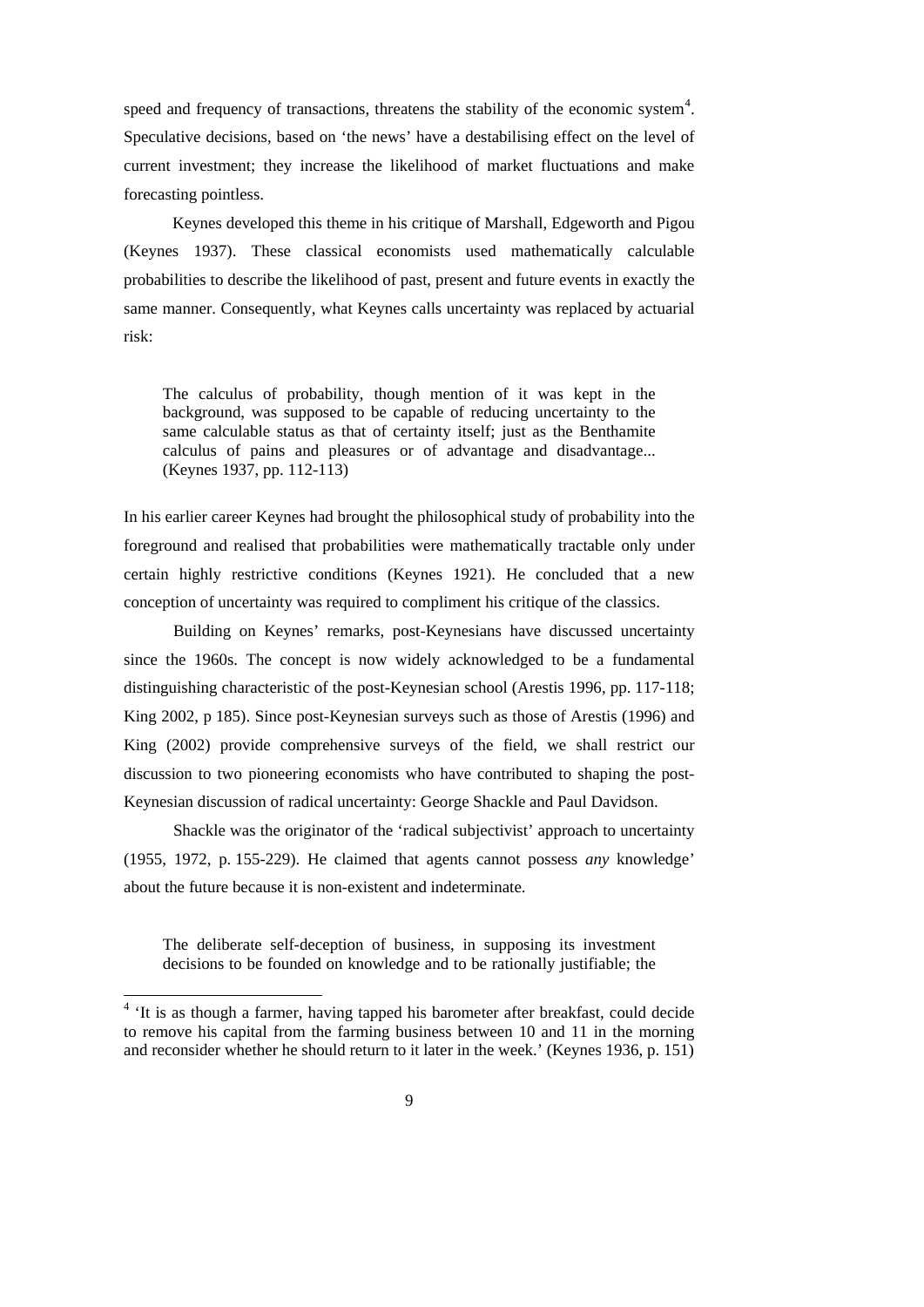speed and frequency of transactions, threatens the stability of the economic system[4]. Speculative decisions, based on 'the news' have a destabilising effect on the level of current investment; they increase the likelihood of market fluctuations and make forecasting pointless.

Keynes developed this theme in his critique of Marshall, Edgeworth and Pigou (Keynes 1937). These classical economists used mathematically calculable probabilities to describe the likelihood of past, present and future events in exactly the same manner. Consequently, what Keynes calls uncertainty was replaced by actuarial risk:

> The calculus of probability, though mention of it was kept in the background, was supposed to be capable of reducing uncertainty to the same calculable status as that of certainty itself; just as the Benthamite calculus of pains and pleasures or of advantage and disadvantage... (Keynes 1937, pp. 112-113)

In his earlier career Keynes had brought the philosophical study of probability into the foreground and realised that probabilities were mathematically tractable only under certain highly restrictive conditions (Keynes 1921). He concluded that a new conception of uncertainty was required to compliment his critique of the classics.

Building on Keynes' remarks, post-Keynesians have discussed uncertainty since the 1960s. The concept is now widely acknowledged to be a fundamental distinguishing characteristic of the post-Keynesian school (Arestis 1996, pp. 117-118; King 2002, p 185). Since post-Keynesian surveys such as those of Arestis (1996) and King (2002) provide comprehensive surveys of the field, we shall restrict our discussion to two pioneering economists who have contributed to shaping the post-Keynesian discussion of radical uncertainty: George Shackle and Paul Davidson.

Shackle was the originator of the 'radical subjectivist' approach to uncertainty (1955, 1972, p. 155-229). He claimed that agents cannot possess *any* knowledge' about the future because it is non-existent and indeterminate.

> The deliberate self-deception of business, in supposing its investment decisions to be founded on knowledge and to be rationally justifiable; the

[4] 'It is as though a farmer, having tapped his barometer after breakfast, could decide to remove his capital from the farming business between 10 and 11 in the morning and reconsider whether he should return to it later in the week.' (Keynes 1936, p. 151)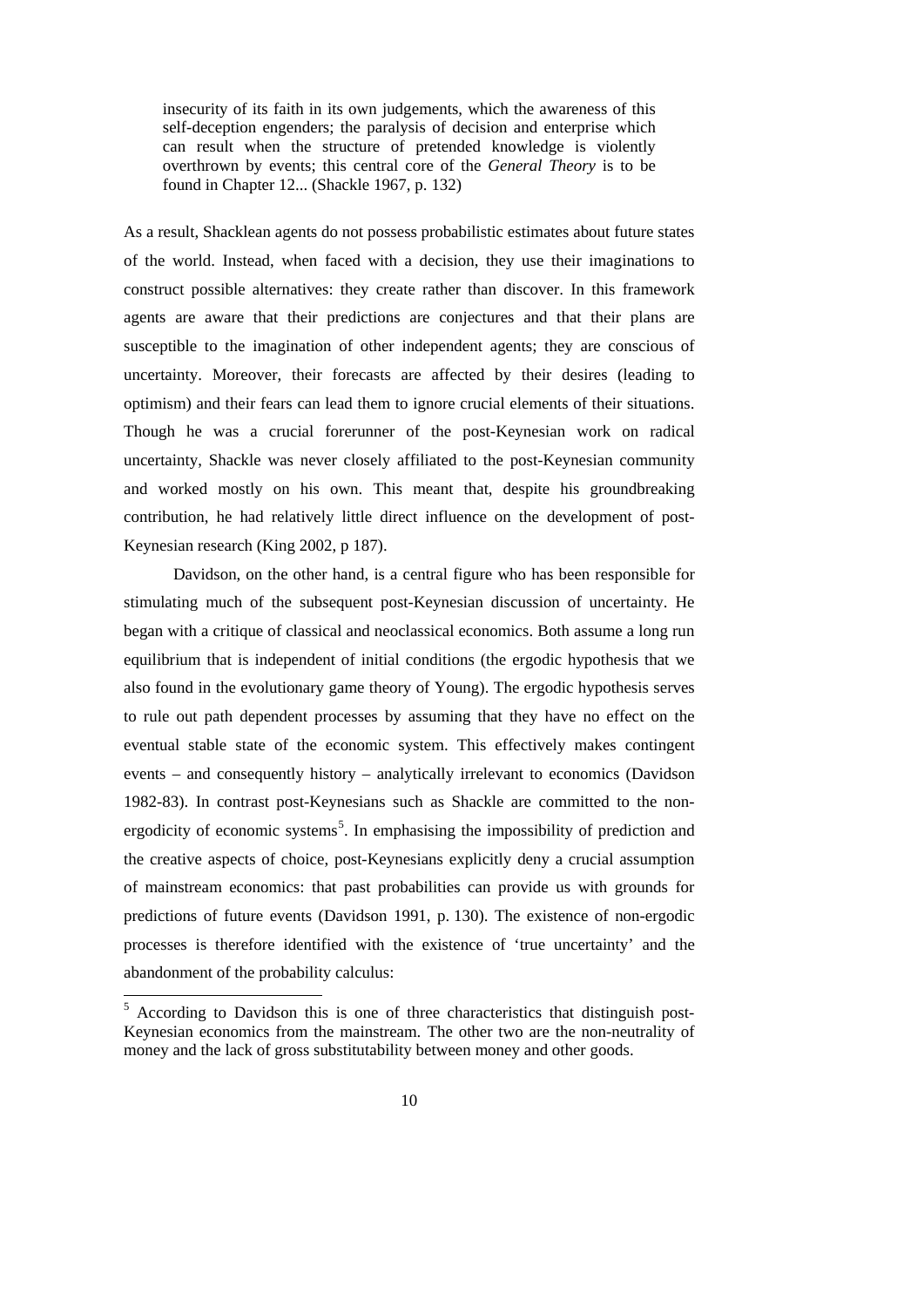> insecurity of its faith in its own judgements, which the awareness of this self-deception engenders; the paralysis of decision and enterprise which can result when the structure of pretended knowledge is violently overthrown by events; this central core of the *General Theory* is to be found in Chapter 12... (Shackle 1967, p. 132)

As a result, Shacklean agents do not possess probabilistic estimates about future states of the world. Instead, when faced with a decision, they use their imaginations to construct possible alternatives: they create rather than discover. In this framework agents are aware that their predictions are conjectures and that their plans are susceptible to the imagination of other independent agents; they are conscious of uncertainty. Moreover, their forecasts are affected by their desires (leading to optimism) and their fears can lead them to ignore crucial elements of their situations. Though he was a crucial forerunner of the post-Keynesian work on radical uncertainty, Shackle was never closely affiliated to the post-Keynesian community and worked mostly on his own. This meant that, despite his groundbreaking contribution, he had relatively little direct influence on the development of post-Keynesian research (King 2002, p 187).

Davidson, on the other hand, is a central figure who has been responsible for stimulating much of the subsequent post-Keynesian discussion of uncertainty. He began with a critique of classical and neoclassical economics. Both assume a long run equilibrium that is independent of initial conditions (the ergodic hypothesis that we also found in the evolutionary game theory of Young). The ergodic hypothesis serves to rule out path dependent processes by assuming that they have no effect on the eventual stable state of the economic system. This effectively makes contingent events – and consequently history – analytically irrelevant to economics (Davidson 1982-83). In contrast post-Keynesians such as Shackle are committed to the non-ergodicity of economic systems[5]. In emphasising the impossibility of prediction and the creative aspects of choice, post-Keynesians explicitly deny a crucial assumption of mainstream economics: that past probabilities can provide us with grounds for predictions of future events (Davidson 1991, p. 130). The existence of non-ergodic processes is therefore identified with the existence of 'true uncertainty' and the abandonment of the probability calculus:

[5] According to Davidson this is one of three characteristics that distinguish post-Keynesian economics from the mainstream. The other two are the non-neutrality of money and the lack of gross substitutability between money and other goods.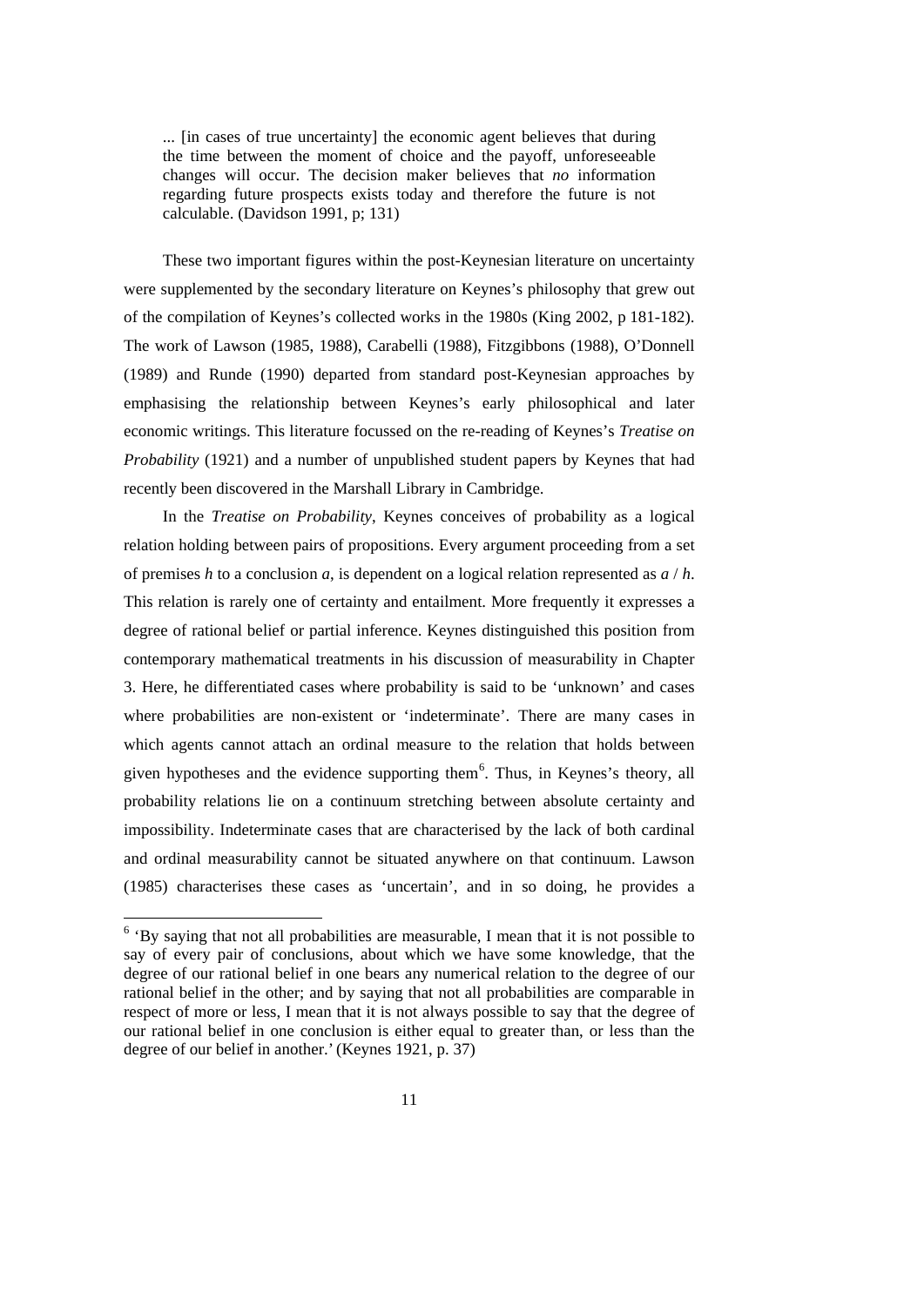> ... [in cases of true uncertainty] the economic agent believes that during the time between the moment of choice and the payoff, unforeseeable changes will occur. The decision maker believes that *no* information regarding future prospects exists today and therefore the future is not calculable. (Davidson 1991, p; 131)

These two important figures within the post-Keynesian literature on uncertainty were supplemented by the secondary literature on Keynes's philosophy that grew out of the compilation of Keynes's collected works in the 1980s (King 2002, p 181-182). The work of Lawson (1985, 1988), Carabelli (1988), Fitzgibbons (1988), O'Donnell (1989) and Runde (1990) departed from standard post-Keynesian approaches by emphasising the relationship between Keynes's early philosophical and later economic writings. This literature focussed on the re-reading of Keynes's *Treatise on Probability* (1921) and a number of unpublished student papers by Keynes that had recently been discovered in the Marshall Library in Cambridge.

In the *Treatise on Probability*, Keynes conceives of probability as a logical relation holding between pairs of propositions. Every argument proceeding from a set of premises $h$ to a conclusion $a$, is dependent on a logical relation represented as $a$ / $h$. This relation is rarely one of certainty and entailment. More frequently it expresses a degree of rational belief or partial inference. Keynes distinguished this position from contemporary mathematical treatments in his discussion of measurability in Chapter 3. Here, he differentiated cases where probability is said to be 'unknown' and cases where probabilities are non-existent or 'indeterminate'. There are many cases in which agents cannot attach an ordinal measure to the relation that holds between given hypotheses and the evidence supporting them[6]. Thus, in Keynes's theory, all probability relations lie on a continuum stretching between absolute certainty and impossibility. Indeterminate cases that are characterised by the lack of both cardinal and ordinal measurability cannot be situated anywhere on that continuum. Lawson (1985) characterises these cases as 'uncertain', and in so doing, he provides a

[6] 'By saying that not all probabilities are measurable, I mean that it is not possible to say of every pair of conclusions, about which we have some knowledge, that the degree of our rational belief in one bears any numerical relation to the degree of our rational belief in the other; and by saying that not all probabilities are comparable in respect of more or less, I mean that it is not always possible to say that the degree of our rational belief in one conclusion is either equal to greater than, or less than the degree of our belief in another.' (Keynes 1921, p. 37)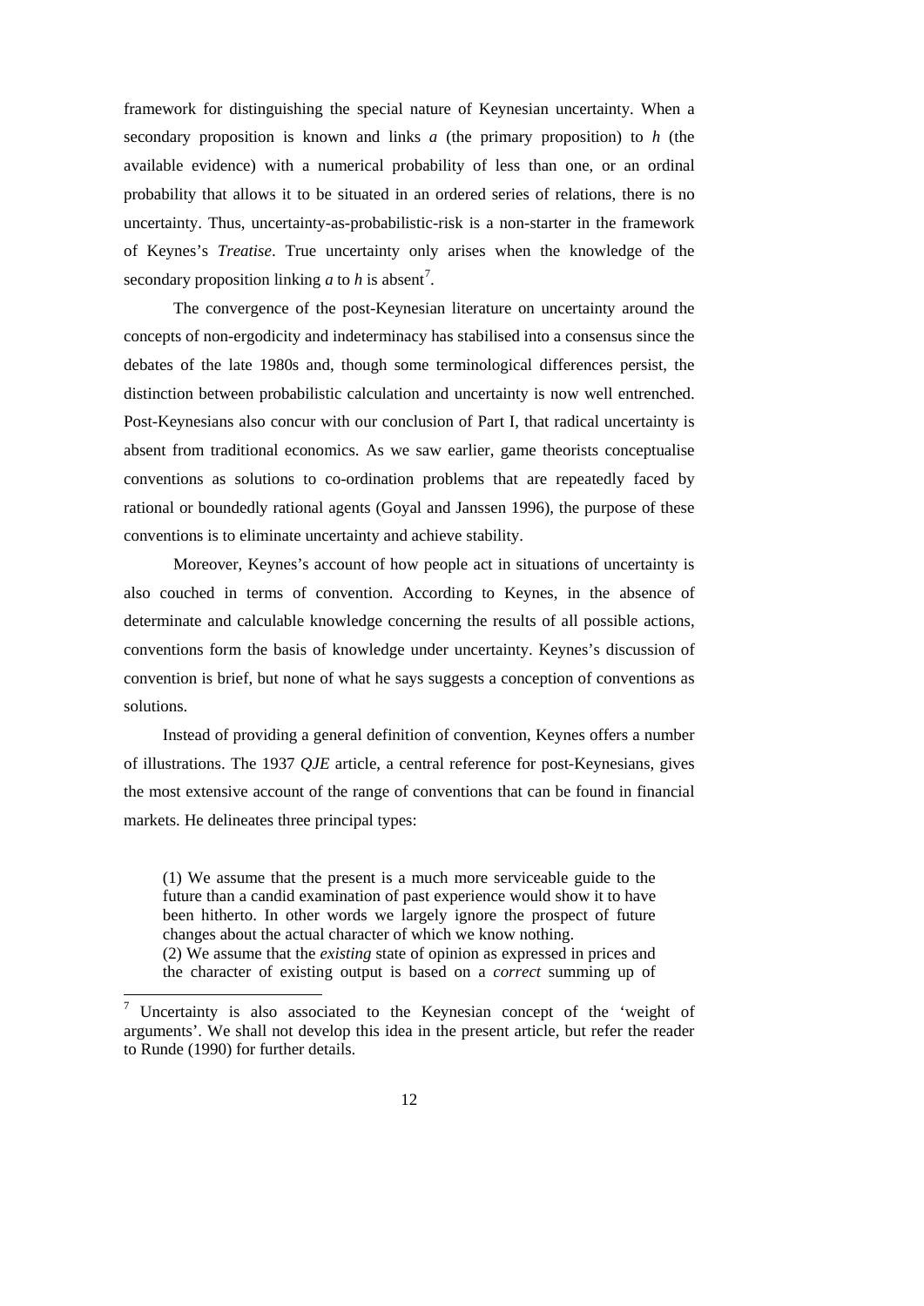framework for distinguishing the special nature of Keynesian uncertainty. When a secondary proposition is known and links *a* (the primary proposition) to *h* (the available evidence) with a numerical probability of less than one, or an ordinal probability that allows it to be situated in an ordered series of relations, there is no uncertainty. Thus, uncertainty-as-probabilistic-risk is a non-starter in the framework of Keynes's *Treatise*. True uncertainty only arises when the knowledge of the secondary proposition linking *a* to *h* is absent[7].

The convergence of the post-Keynesian literature on uncertainty around the concepts of non-ergodicity and indeterminacy has stabilised into a consensus since the debates of the late 1980s and, though some terminological differences persist, the distinction between probabilistic calculation and uncertainty is now well entrenched. Post-Keynesians also concur with our conclusion of Part I, that radical uncertainty is absent from traditional economics. As we saw earlier, game theorists conceptualise conventions as solutions to co-ordination problems that are repeatedly faced by rational or boundedly rational agents (Goyal and Janssen 1996), the purpose of these conventions is to eliminate uncertainty and achieve stability.

Moreover, Keynes's account of how people act in situations of uncertainty is also couched in terms of convention. According to Keynes, in the absence of determinate and calculable knowledge concerning the results of all possible actions, conventions form the basis of knowledge under uncertainty. Keynes's discussion of convention is brief, but none of what he says suggests a conception of conventions as solutions.

Instead of providing a general definition of convention, Keynes offers a number of illustrations. The 1937 *QJE* article, a central reference for post-Keynesians, gives the most extensive account of the range of conventions that can be found in financial markets. He delineates three principal types:

> (1) We assume that the present is a much more serviceable guide to the future than a candid examination of past experience would show it to have been hitherto. In other words we largely ignore the prospect of future changes about the actual character of which we know nothing.
> (2) We assume that the *existing* state of opinion as expressed in prices and the character of existing output is based on a *correct* summing up of

[7] Uncertainty is also associated to the Keynesian concept of the 'weight of arguments'. We shall not develop this idea in the present article, but refer the reader to Runde (1990) for further details.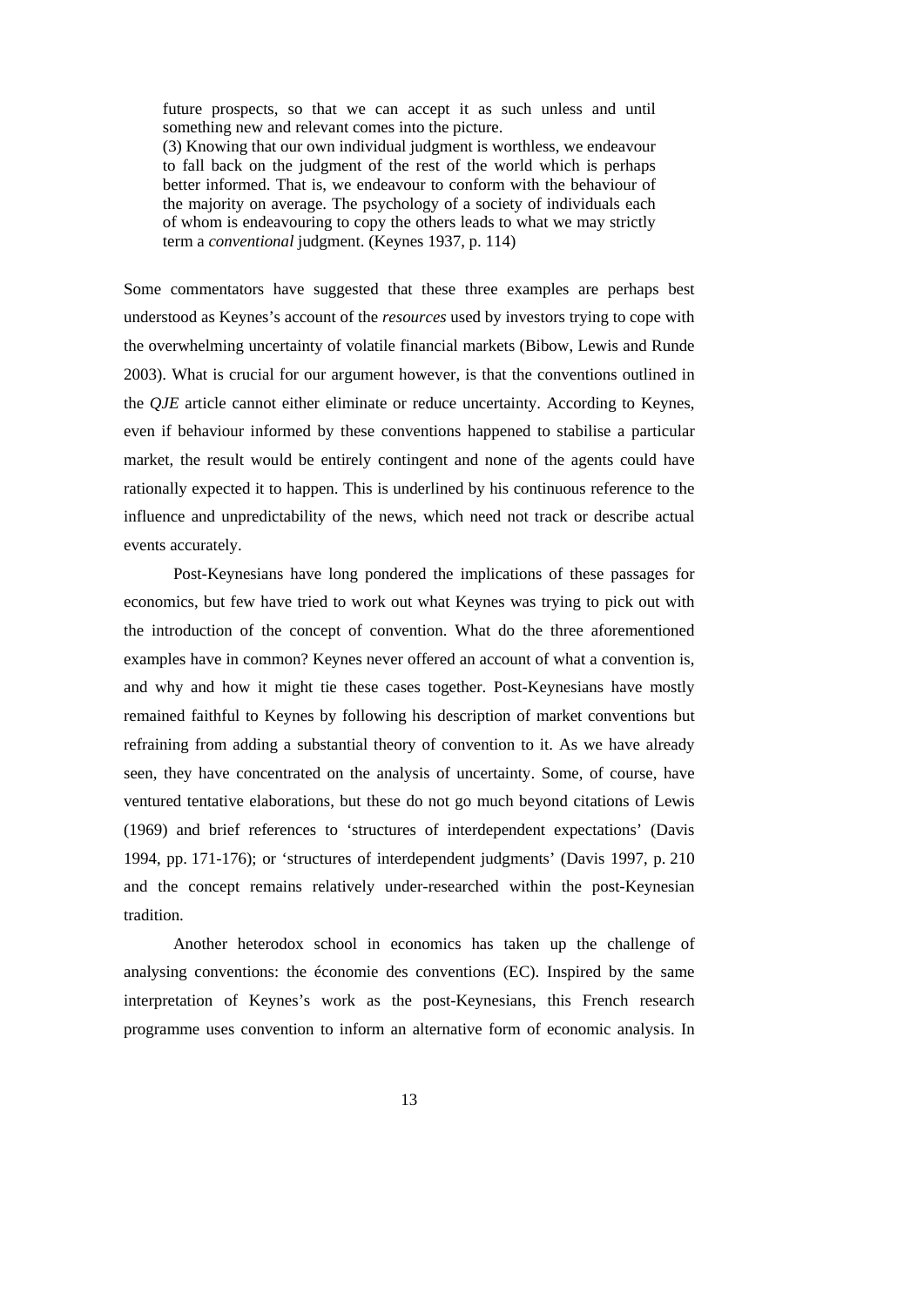> future prospects, so that we can accept it as such unless and until something new and relevant comes into the picture.
> (3) Knowing that our own individual judgment is worthless, we endeavour to fall back on the judgment of the rest of the world which is perhaps better informed. That is, we endeavour to conform with the behaviour of the majority on average. The psychology of a society of individuals each of whom is endeavouring to copy the others leads to what we may strictly term a *conventional* judgment. (Keynes 1937, p. 114)

Some commentators have suggested that these three examples are perhaps best understood as Keynes's account of the *resources* used by investors trying to cope with the overwhelming uncertainty of volatile financial markets (Bibow, Lewis and Runde 2003). What is crucial for our argument however, is that the conventions outlined in the *QJE* article cannot either eliminate or reduce uncertainty. According to Keynes, even if behaviour informed by these conventions happened to stabilise a particular market, the result would be entirely contingent and none of the agents could have rationally expected it to happen. This is underlined by his continuous reference to the influence and unpredictability of the news, which need not track or describe actual events accurately.

Post-Keynesians have long pondered the implications of these passages for economics, but few have tried to work out what Keynes was trying to pick out with the introduction of the concept of convention. What do the three aforementioned examples have in common? Keynes never offered an account of what a convention is, and why and how it might tie these cases together. Post-Keynesians have mostly remained faithful to Keynes by following his description of market conventions but refraining from adding a substantial theory of convention to it. As we have already seen, they have concentrated on the analysis of uncertainty. Some, of course, have ventured tentative elaborations, but these do not go much beyond citations of Lewis (1969) and brief references to 'structures of interdependent expectations' (Davis 1994, pp. 171-176); or 'structures of interdependent judgments' (Davis 1997, p. 210 and the concept remains relatively under-researched within the post-Keynesian tradition.

Another heterodox school in economics has taken up the challenge of analysing conventions: the économie des conventions (EC). Inspired by the same interpretation of Keynes's work as the post-Keynesians, this French research programme uses convention to inform an alternative form of economic analysis. In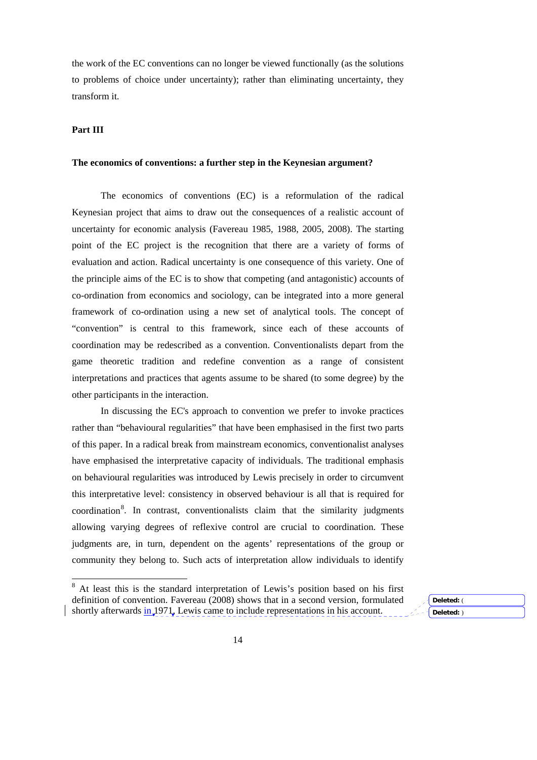the work of the EC conventions can no longer be viewed functionally (as the solutions to problems of choice under uncertainty); rather than eliminating uncertainty, they transform it.

## Part III

### The economics of conventions: a further step in the Keynesian argument?

The economics of conventions (EC) is a reformulation of the radical Keynesian project that aims to draw out the consequences of a realistic account of uncertainty for economic analysis (Favereau 1985, 1988, 2005, 2008). The starting point of the EC project is the recognition that there are a variety of forms of evaluation and action. Radical uncertainty is one consequence of this variety. One of the principle aims of the EC is to show that competing (and antagonistic) accounts of co-ordination from economics and sociology, can be integrated into a more general framework of co-ordination using a new set of analytical tools. The concept of "convention" is central to this framework, since each of these accounts of coordination may be redescribed as a convention. Conventionalists depart from the game theoretic tradition and redefine convention as a range of consistent interpretations and practices that agents assume to be shared (to some degree) by the other participants in the interaction.

In discussing the EC's approach to convention we prefer to invoke practices rather than "behavioural regularities" that have been emphasised in the first two parts of this paper. In a radical break from mainstream economics, conventionalist analyses have emphasised the interpretative capacity of individuals. The traditional emphasis on behavioural regularities was introduced by Lewis precisely in order to circumvent this interpretative level: consistency in observed behaviour is all that is required for coordination[8]. In contrast, conventionalists claim that the similarity judgments allowing varying degrees of reflexive control are crucial to coordination. These judgments are, in turn, dependent on the agents' representations of the group or community they belong to. Such acts of interpretation allow individuals to identify

---

[8] At least this is the standard interpretation of Lewis's position based on his first definition of convention. Favereau (2008) shows that in a second version, formulated shortly afterwards in 1971, Lewis came to include representations in his account.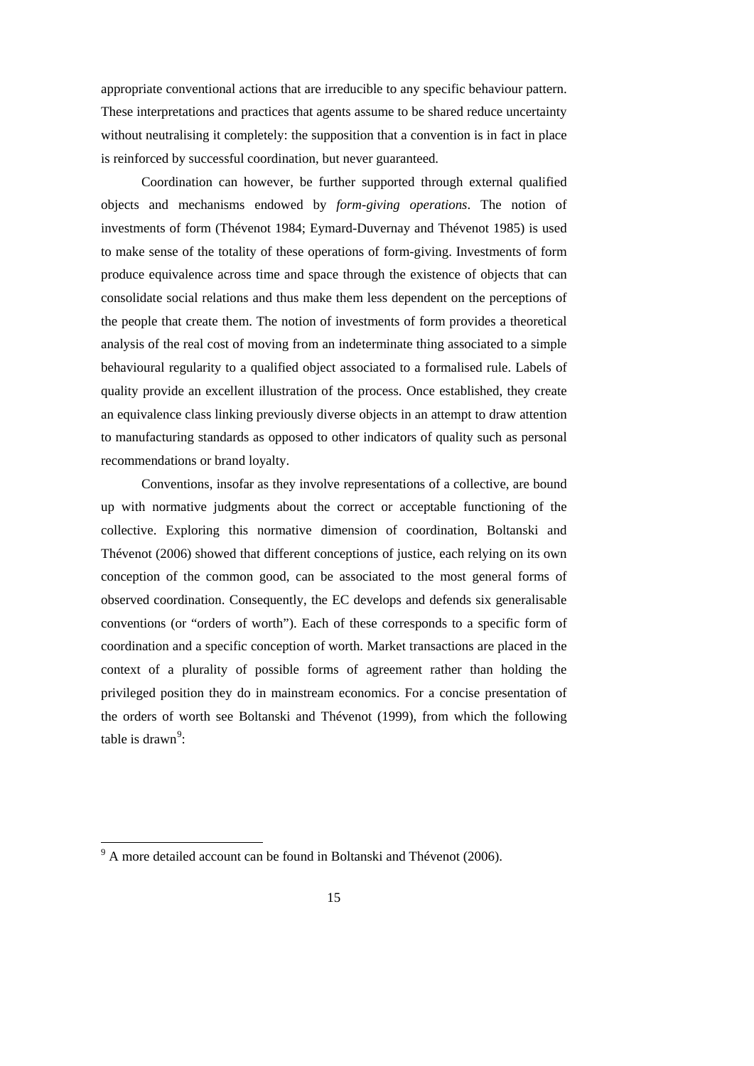appropriate conventional actions that are irreducible to any specific behaviour pattern. These interpretations and practices that agents assume to be shared reduce uncertainty without neutralising it completely: the supposition that a convention is in fact in place is reinforced by successful coordination, but never guaranteed.

Coordination can however, be further supported through external qualified objects and mechanisms endowed by *form-giving operations*. The notion of investments of form (Thévenot 1984; Eymard-Duvernay and Thévenot 1985) is used to make sense of the totality of these operations of form-giving. Investments of form produce equivalence across time and space through the existence of objects that can consolidate social relations and thus make them less dependent on the perceptions of the people that create them. The notion of investments of form provides a theoretical analysis of the real cost of moving from an indeterminate thing associated to a simple behavioural regularity to a qualified object associated to a formalised rule. Labels of quality provide an excellent illustration of the process. Once established, they create an equivalence class linking previously diverse objects in an attempt to draw attention to manufacturing standards as opposed to other indicators of quality such as personal recommendations or brand loyalty.

Conventions, insofar as they involve representations of a collective, are bound up with normative judgments about the correct or acceptable functioning of the collective. Exploring this normative dimension of coordination, Boltanski and Thévenot (2006) showed that different conceptions of justice, each relying on its own conception of the common good, can be associated to the most general forms of observed coordination. Consequently, the EC develops and defends six generalisable conventions (or "orders of worth"). Each of these corresponds to a specific form of coordination and a specific conception of worth. Market transactions are placed in the context of a plurality of possible forms of agreement rather than holding the privileged position they do in mainstream economics. For a concise presentation of the orders of worth see Boltanski and Thévenot (1999), from which the following table is drawn[9]:

[9] A more detailed account can be found in Boltanski and Thévenot (2006).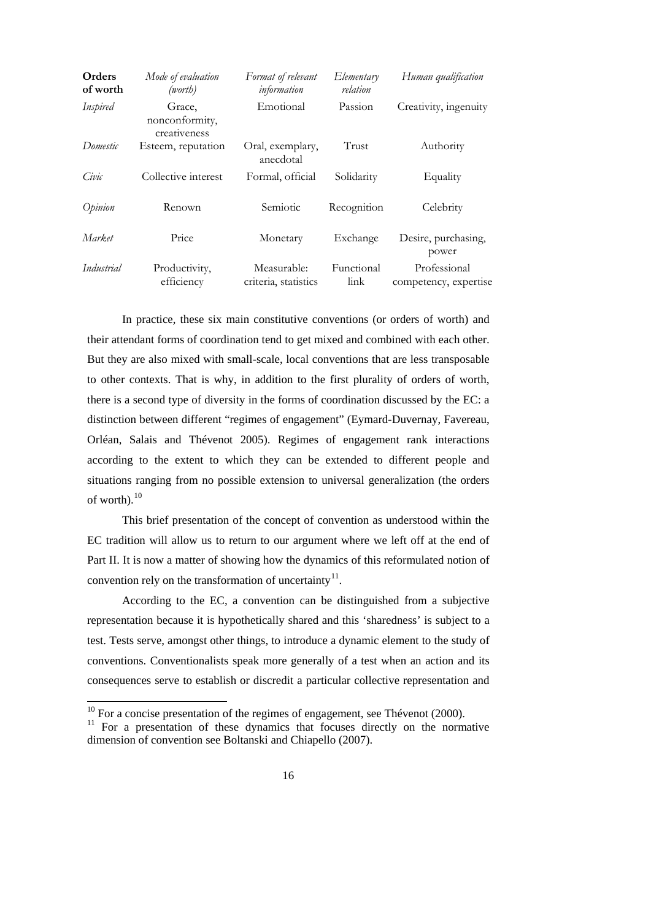| **Orders of worth** | *Mode of evaluation (worth)* | *Format of relevant information* | *Elementary relation* | *Human qualification* |
|---|---|---|---|---|
| *Inspired* | Grace, nonconformity, creativeness | Emotional | Passion | Creativity, ingenuity |
| *Domestic* | Esteem, reputation | Oral, exemplary, anecdotal | Trust | Authority |
| *Civic* | Collective interest | Formal, official | Solidarity | Equality |
| *Opinion* | Renown | Semiotic | Recognition | Celebrity |
| *Market* | Price | Monetary | Exchange | Desire, purchasing, power |
| *Industrial* | Productivity, efficiency | Measurable: criteria, statistics | Functional link | Professional competency, expertise |

In practice, these six main constitutive conventions (or orders of worth) and their attendant forms of coordination tend to get mixed and combined with each other. But they are also mixed with small-scale, local conventions that are less transposable to other contexts. That is why, in addition to the first plurality of orders of worth, there is a second type of diversity in the forms of coordination discussed by the EC: a distinction between different "regimes of engagement" (Eymard-Duvernay, Favereau, Orléan, Salais and Thévenot 2005). Regimes of engagement rank interactions according to the extent to which they can be extended to different people and situations ranging from no possible extension to universal generalization (the orders of worth).[10]

This brief presentation of the concept of convention as understood within the EC tradition will allow us to return to our argument where we left off at the end of Part II. It is now a matter of showing how the dynamics of this reformulated notion of convention rely on the transformation of uncertainty[11].

According to the EC, a convention can be distinguished from a subjective representation because it is hypothetically shared and this 'sharedness' is subject to a test. Tests serve, amongst other things, to introduce a dynamic element to the study of conventions. Conventionalists speak more generally of a test when an action and its consequences serve to establish or discredit a particular collective representation and

---

[10] For a concise presentation of the regimes of engagement, see Thévenot (2000).

[11] For a presentation of these dynamics that focuses directly on the normative dimension of convention see Boltanski and Chiapello (2007).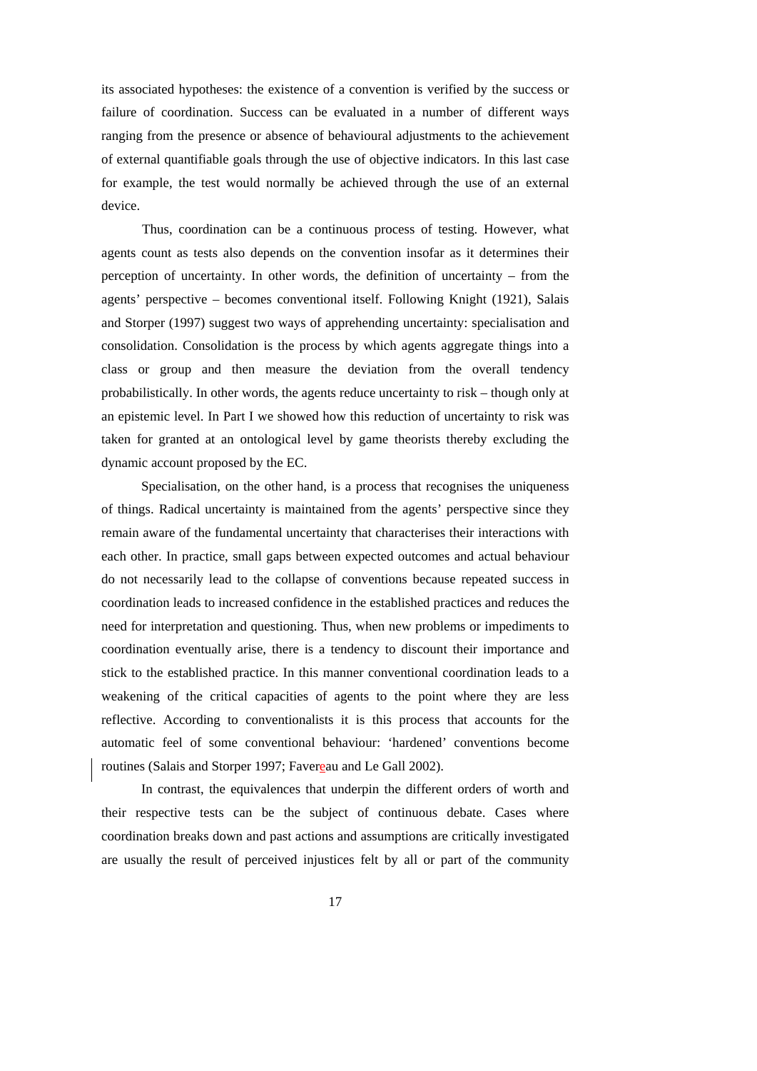its associated hypotheses: the existence of a convention is verified by the success or failure of coordination. Success can be evaluated in a number of different ways ranging from the presence or absence of behavioural adjustments to the achievement of external quantifiable goals through the use of objective indicators. In this last case for example, the test would normally be achieved through the use of an external device.

Thus, coordination can be a continuous process of testing. However, what agents count as tests also depends on the convention insofar as it determines their perception of uncertainty. In other words, the definition of uncertainty – from the agents' perspective – becomes conventional itself. Following Knight (1921), Salais and Storper (1997) suggest two ways of apprehending uncertainty: specialisation and consolidation. Consolidation is the process by which agents aggregate things into a class or group and then measure the deviation from the overall tendency probabilistically. In other words, the agents reduce uncertainty to risk – though only at an epistemic level. In Part I we showed how this reduction of uncertainty to risk was taken for granted at an ontological level by game theorists thereby excluding the dynamic account proposed by the EC.

Specialisation, on the other hand, is a process that recognises the uniqueness of things. Radical uncertainty is maintained from the agents' perspective since they remain aware of the fundamental uncertainty that characterises their interactions with each other. In practice, small gaps between expected outcomes and actual behaviour do not necessarily lead to the collapse of conventions because repeated success in coordination leads to increased confidence in the established practices and reduces the need for interpretation and questioning. Thus, when new problems or impediments to coordination eventually arise, there is a tendency to discount their importance and stick to the established practice. In this manner conventional coordination leads to a weakening of the critical capacities of agents to the point where they are less reflective. According to conventionalists it is this process that accounts for the automatic feel of some conventional behaviour: 'hardened' conventions become routines (Salais and Storper 1997; Favereau and Le Gall 2002).

In contrast, the equivalences that underpin the different orders of worth and their respective tests can be the subject of continuous debate. Cases where coordination breaks down and past actions and assumptions are critically investigated are usually the result of perceived injustices felt by all or part of the community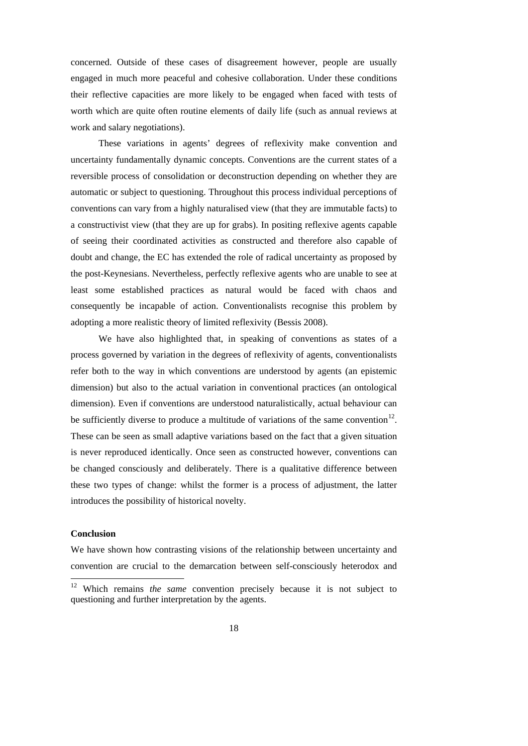concerned. Outside of these cases of disagreement however, people are usually engaged in much more peaceful and cohesive collaboration. Under these conditions their reflective capacities are more likely to be engaged when faced with tests of worth which are quite often routine elements of daily life (such as annual reviews at work and salary negotiations).

These variations in agents' degrees of reflexivity make convention and uncertainty fundamentally dynamic concepts. Conventions are the current states of a reversible process of consolidation or deconstruction depending on whether they are automatic or subject to questioning. Throughout this process individual perceptions of conventions can vary from a highly naturalised view (that they are immutable facts) to a constructivist view (that they are up for grabs). In positing reflexive agents capable of seeing their coordinated activities as constructed and therefore also capable of doubt and change, the EC has extended the role of radical uncertainty as proposed by the post-Keynesians. Nevertheless, perfectly reflexive agents who are unable to see at least some established practices as natural would be faced with chaos and consequently be incapable of action. Conventionalists recognise this problem by adopting a more realistic theory of limited reflexivity (Bessis 2008).

We have also highlighted that, in speaking of conventions as states of a process governed by variation in the degrees of reflexivity of agents, conventionalists refer both to the way in which conventions are understood by agents (an epistemic dimension) but also to the actual variation in conventional practices (an ontological dimension). Even if conventions are understood naturalistically, actual behaviour can be sufficiently diverse to produce a multitude of variations of the same convention[12]. These can be seen as small adaptive variations based on the fact that a given situation is never reproduced identically. Once seen as constructed however, conventions can be changed consciously and deliberately. There is a qualitative difference between these two types of change: whilst the former is a process of adjustment, the latter introduces the possibility of historical novelty.

**Conclusion**

We have shown how contrasting visions of the relationship between uncertainty and convention are crucial to the demarcation between self-consciously heterodox and

[12] Which remains *the same* convention precisely because it is not subject to questioning and further interpretation by the agents.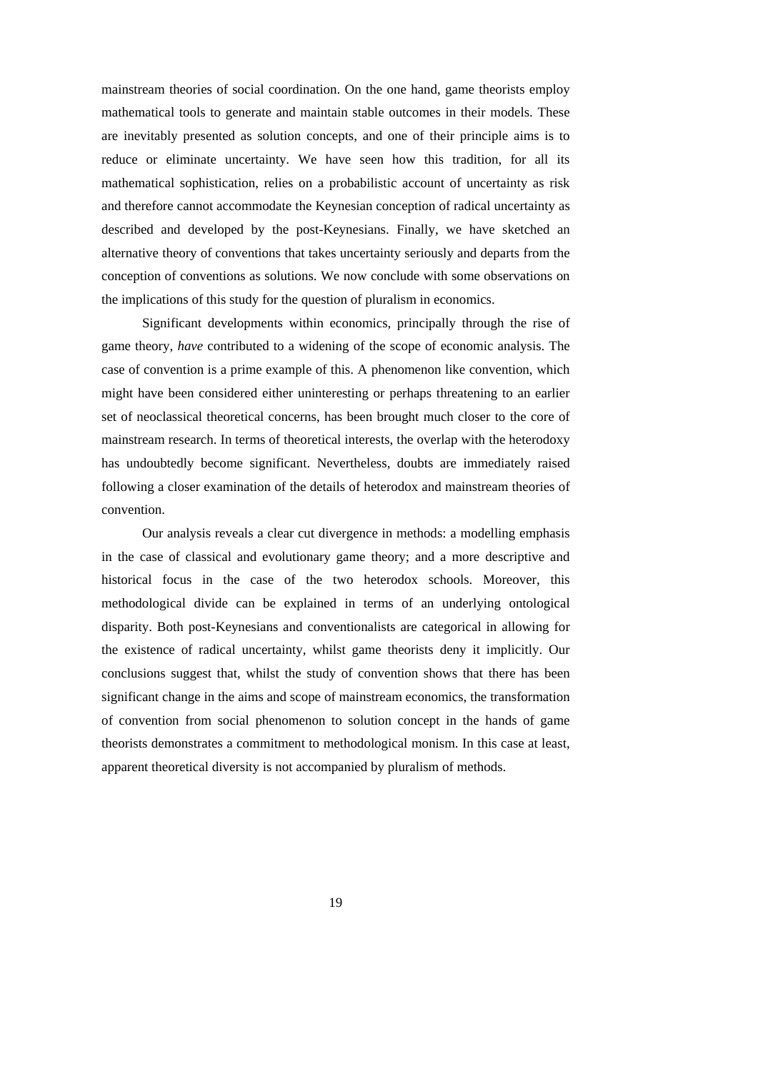mainstream theories of social coordination. On the one hand, game theorists employ mathematical tools to generate and maintain stable outcomes in their models. These are inevitably presented as solution concepts, and one of their principle aims is to reduce or eliminate uncertainty. We have seen how this tradition, for all its mathematical sophistication, relies on a probabilistic account of uncertainty as risk and therefore cannot accommodate the Keynesian conception of radical uncertainty as described and developed by the post-Keynesians. Finally, we have sketched an alternative theory of conventions that takes uncertainty seriously and departs from the conception of conventions as solutions. We now conclude with some observations on the implications of this study for the question of pluralism in economics.

Significant developments within economics, principally through the rise of game theory, *have* contributed to a widening of the scope of economic analysis. The case of convention is a prime example of this. A phenomenon like convention, which might have been considered either uninteresting or perhaps threatening to an earlier set of neoclassical theoretical concerns, has been brought much closer to the core of mainstream research. In terms of theoretical interests, the overlap with the heterodoxy has undoubtedly become significant. Nevertheless, doubts are immediately raised following a closer examination of the details of heterodox and mainstream theories of convention.

Our analysis reveals a clear cut divergence in methods: a modelling emphasis in the case of classical and evolutionary game theory; and a more descriptive and historical focus in the case of the two heterodox schools. Moreover, this methodological divide can be explained in terms of an underlying ontological disparity. Both post-Keynesians and conventionalists are categorical in allowing for the existence of radical uncertainty, whilst game theorists deny it implicitly. Our conclusions suggest that, whilst the study of convention shows that there has been significant change in the aims and scope of mainstream economics, the transformation of convention from social phenomenon to solution concept in the hands of game theorists demonstrates a commitment to methodological monism. In this case at least, apparent theoretical diversity is not accompanied by pluralism of methods.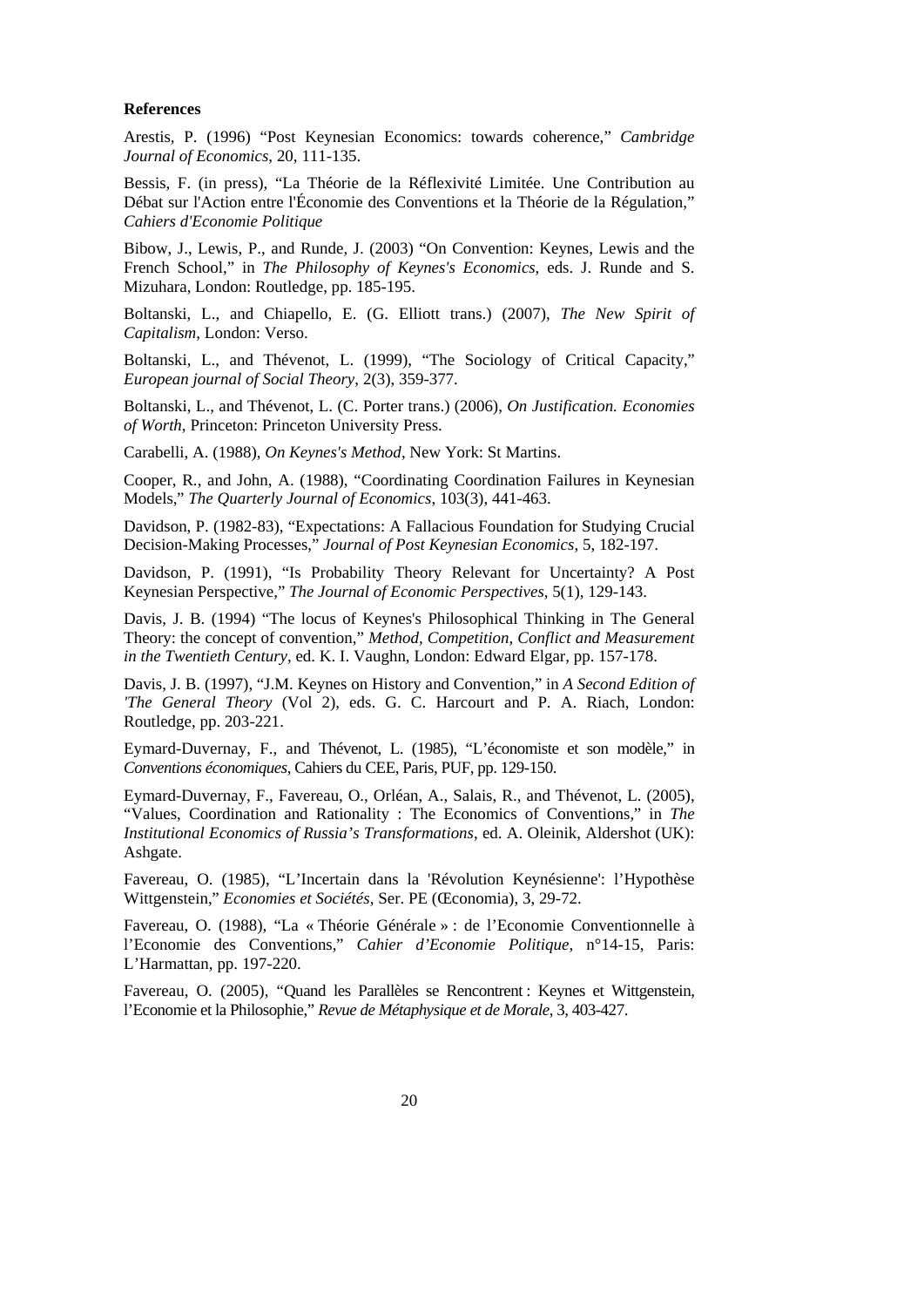**References**

Arestis, P. (1996) "Post Keynesian Economics: towards coherence," *Cambridge Journal of Economics*, 20, 111-135.

Bessis, F. (in press), "La Théorie de la Réflexivité Limitée. Une Contribution au Débat sur l'Action entre l'Économie des Conventions et la Théorie de la Régulation," *Cahiers d'Economie Politique*

Bibow, J., Lewis, P., and Runde, J. (2003) "On Convention: Keynes, Lewis and the French School," in *The Philosophy of Keynes's Economics*, eds. J. Runde and S. Mizuhara, London: Routledge, pp. 185-195.

Boltanski, L., and Chiapello, E. (G. Elliott trans.) (2007), *The New Spirit of Capitalism*, London: Verso.

Boltanski, L., and Thévenot, L. (1999), "The Sociology of Critical Capacity," *European journal of Social Theory*, 2(3), 359-377.

Boltanski, L., and Thévenot, L. (C. Porter trans.) (2006), *On Justification. Economies of Worth*, Princeton: Princeton University Press.

Carabelli, A. (1988), *On Keynes's Method*, New York: St Martins.

Cooper, R., and John, A. (1988), "Coordinating Coordination Failures in Keynesian Models," *The Quarterly Journal of Economics*, 103(3), 441-463.

Davidson, P. (1982-83), "Expectations: A Fallacious Foundation for Studying Crucial Decision-Making Processes," *Journal of Post Keynesian Economics*, 5, 182-197.

Davidson, P. (1991), "Is Probability Theory Relevant for Uncertainty? A Post Keynesian Perspective," *The Journal of Economic Perspectives*, 5(1), 129-143.

Davis, J. B. (1994) "The locus of Keynes's Philosophical Thinking in The General Theory: the concept of convention," *Method, Competition, Conflict and Measurement in the Twentieth Century*, ed. K. I. Vaughn, London: Edward Elgar, pp. 157-178.

Davis, J. B. (1997), "J.M. Keynes on History and Convention," in *A Second Edition of 'The General Theory* (Vol 2), eds. G. C. Harcourt and P. A. Riach, London: Routledge, pp. 203-221.

Eymard-Duvernay, F., and Thévenot, L. (1985), "L'économiste et son modèle," in *Conventions économiques*, Cahiers du CEE, Paris, PUF, pp. 129-150.

Eymard-Duvernay, F., Favereau, O., Orléan, A., Salais, R., and Thévenot, L. (2005), "Values, Coordination and Rationality : The Economics of Conventions," in *The Institutional Economics of Russia's Transformations*, ed. A. Oleinik, Aldershot (UK): Ashgate.

Favereau, O. (1985), "L'Incertain dans la 'Révolution Keynésienne': l'Hypothèse Wittgenstein," *Economies et Sociétés*, Ser. PE (Œconomia), 3, 29-72.

Favereau, O. (1988), "La « Théorie Générale » : de l'Economie Conventionnelle à l'Economie des Conventions," *Cahier d'Economie Politique*, n°14-15, Paris: L'Harmattan, pp. 197-220.

Favereau, O. (2005), "Quand les Parallèles se Rencontrent : Keynes et Wittgenstein, l'Economie et la Philosophie," *Revue de Métaphysique et de Morale*, 3, 403-427.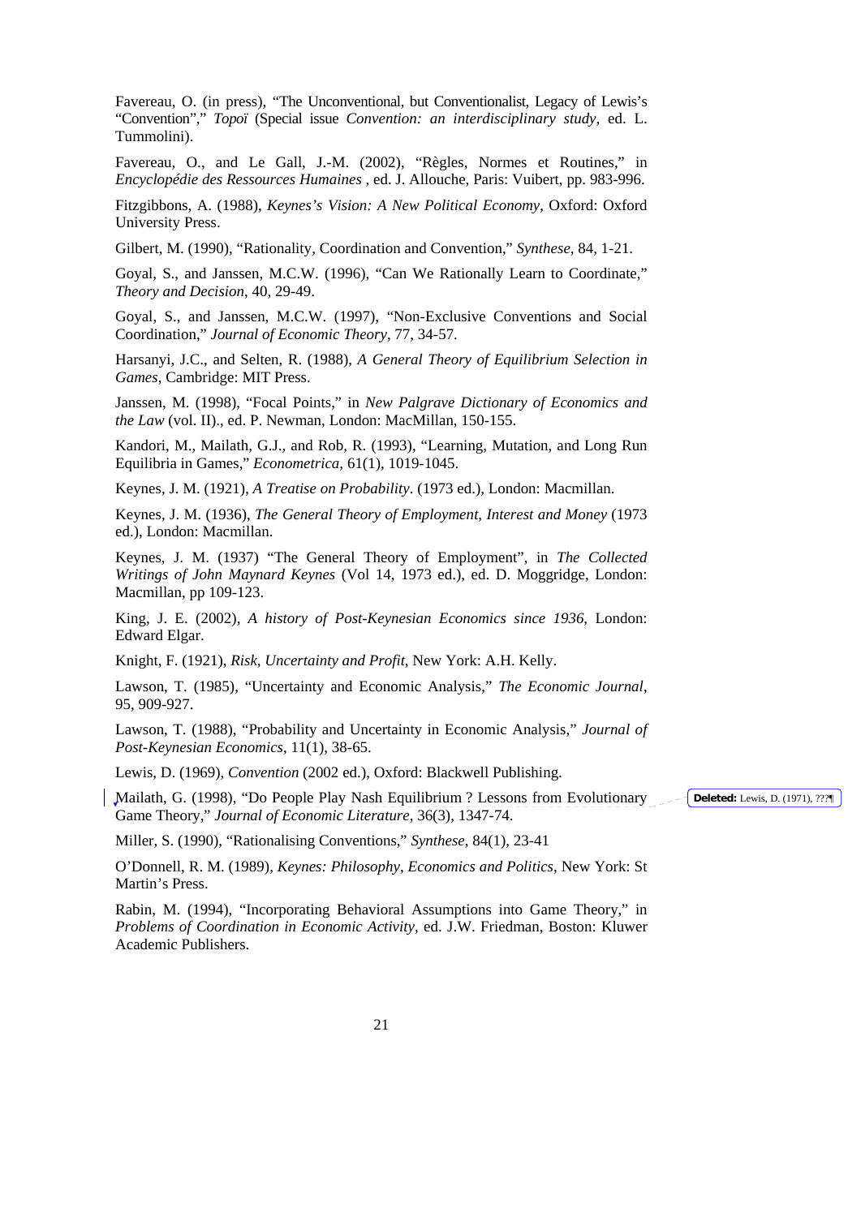Favereau, O. (in press), "The Unconventional, but Conventionalist, Legacy of Lewis's "Convention"," *Topoï* (Special issue *Convention: an interdisciplinary study*, ed. L. Tummolini).

Favereau, O., and Le Gall, J.-M. (2002), "Règles, Normes et Routines," in *Encyclopédie des Ressources Humaines* , ed. J. Allouche, Paris: Vuibert, pp. 983-996.

Fitzgibbons, A. (1988), *Keynes's Vision: A New Political Economy*, Oxford: Oxford University Press.

Gilbert, M. (1990), "Rationality, Coordination and Convention," *Synthese*, 84, 1-21.

Goyal, S., and Janssen, M.C.W. (1996), "Can We Rationally Learn to Coordinate," *Theory and Decision*, 40, 29-49.

Goyal, S., and Janssen, M.C.W. (1997), "Non-Exclusive Conventions and Social Coordination," *Journal of Economic Theory*, 77, 34-57.

Harsanyi, J.C., and Selten, R. (1988), *A General Theory of Equilibrium Selection in Games*, Cambridge: MIT Press.

Janssen, M. (1998), "Focal Points," in *New Palgrave Dictionary of Economics and the Law* (vol. II)., ed. P. Newman, London: MacMillan, 150-155.

Kandori, M., Mailath, G.J., and Rob, R. (1993), "Learning, Mutation, and Long Run Equilibria in Games," *Econometrica*, 61(1), 1019-1045.

Keynes, J. M. (1921), *A Treatise on Probability*. (1973 ed.), London: Macmillan.

Keynes, J. M. (1936), *The General Theory of Employment, Interest and Money* (1973 ed.), London: Macmillan.

Keynes, J. M. (1937) "The General Theory of Employment", in *The Collected Writings of John Maynard Keynes* (Vol 14, 1973 ed.), ed. D. Moggridge, London: Macmillan, pp 109-123.

King, J. E. (2002), *A history of Post-Keynesian Economics since 1936*, London: Edward Elgar.

Knight, F. (1921), *Risk, Uncertainty and Profit*, New York: A.H. Kelly.

Lawson, T. (1985), "Uncertainty and Economic Analysis," *The Economic Journal*, 95, 909-927.

Lawson, T. (1988), "Probability and Uncertainty in Economic Analysis," *Journal of Post-Keynesian Economics*, 11(1), 38-65.

Lewis, D. (1969), *Convention* (2002 ed.), Oxford: Blackwell Publishing.

Mailath, G. (1998), "Do People Play Nash Equilibrium ? Lessons from Evolutionary Game Theory," *Journal of Economic Literature*, 36(3), 1347-74.

Miller, S. (1990), "Rationalising Conventions," *Synthese*, 84(1), 23-41

O'Donnell, R. M. (1989), *Keynes: Philosophy, Economics and Politics*, New York: St Martin's Press.

Rabin, M. (1994), "Incorporating Behavioral Assumptions into Game Theory," in *Problems of Coordination in Economic Activity*, ed. J.W. Friedman, Boston: Kluwer Academic Publishers.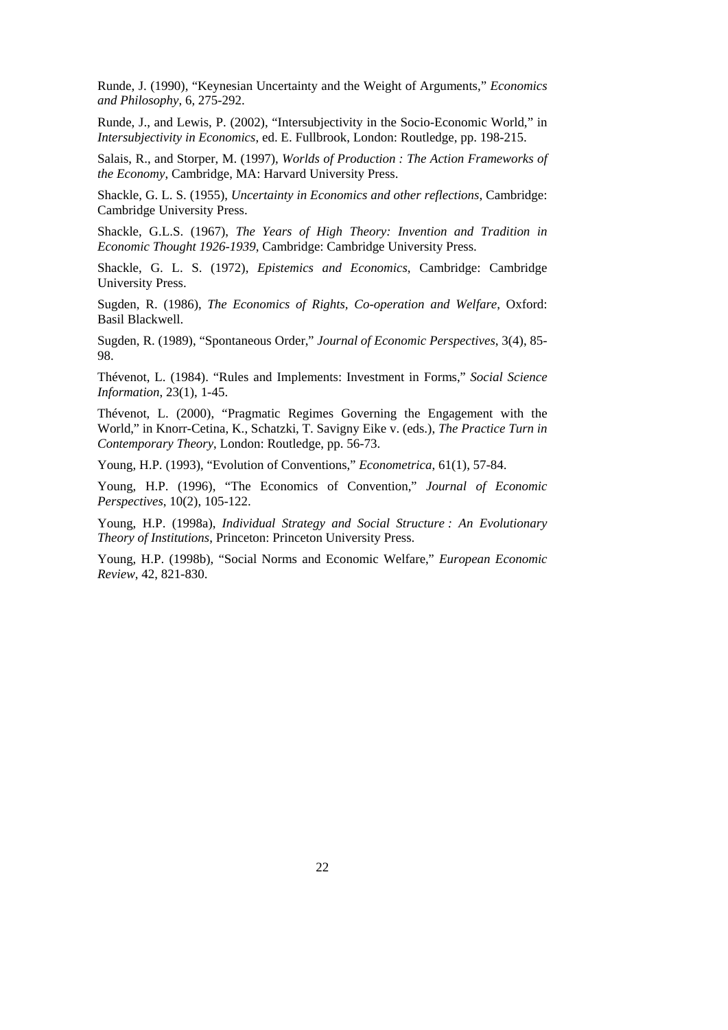Runde, J. (1990), "Keynesian Uncertainty and the Weight of Arguments," *Economics and Philosophy*, 6, 275-292.

Runde, J., and Lewis, P. (2002), "Intersubjectivity in the Socio-Economic World," in *Intersubjectivity in Economics*, ed. E. Fullbrook, London: Routledge, pp. 198-215.

Salais, R., and Storper, M. (1997), *Worlds of Production : The Action Frameworks of the Economy*, Cambridge, MA: Harvard University Press.

Shackle, G. L. S. (1955), *Uncertainty in Economics and other reflections*, Cambridge: Cambridge University Press.

Shackle, G.L.S. (1967), *The Years of High Theory: Invention and Tradition in Economic Thought 1926-1939*, Cambridge: Cambridge University Press.

Shackle, G. L. S. (1972), *Epistemics and Economics*, Cambridge: Cambridge University Press.

Sugden, R. (1986), *The Economics of Rights, Co-operation and Welfare*, Oxford: Basil Blackwell.

Sugden, R. (1989), "Spontaneous Order," *Journal of Economic Perspectives*, 3(4), 85-98.

Thévenot, L. (1984). "Rules and Implements: Investment in Forms," *Social Science Information*, 23(1), 1-45.

Thévenot, L. (2000), "Pragmatic Regimes Governing the Engagement with the World," in Knorr-Cetina, K., Schatzki, T. Savigny Eike v. (eds.), *The Practice Turn in Contemporary Theory*, London: Routledge, pp. 56-73.

Young, H.P. (1993), "Evolution of Conventions," *Econometrica*, 61(1), 57-84.

Young, H.P. (1996), "The Economics of Convention," *Journal of Economic Perspectives*, 10(2), 105-122.

Young, H.P. (1998a), *Individual Strategy and Social Structure : An Evolutionary Theory of Institutions*, Princeton: Princeton University Press.

Young, H.P. (1998b), "Social Norms and Economic Welfare," *European Economic Review*, 42, 821-830.